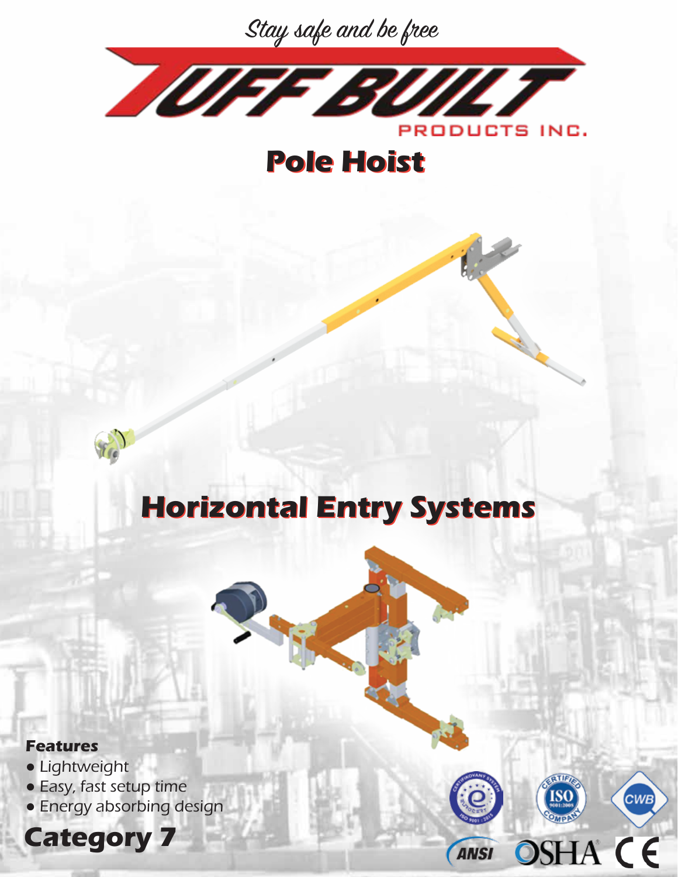*Stay safe and be free*

TUFF BUILT PRODUCTS INC.

# Pole Hoist

# Horizontal Entry Systems

**Features**

- Lightweight
- Easy, fast setup time
- Energy absorbing design

## Category 7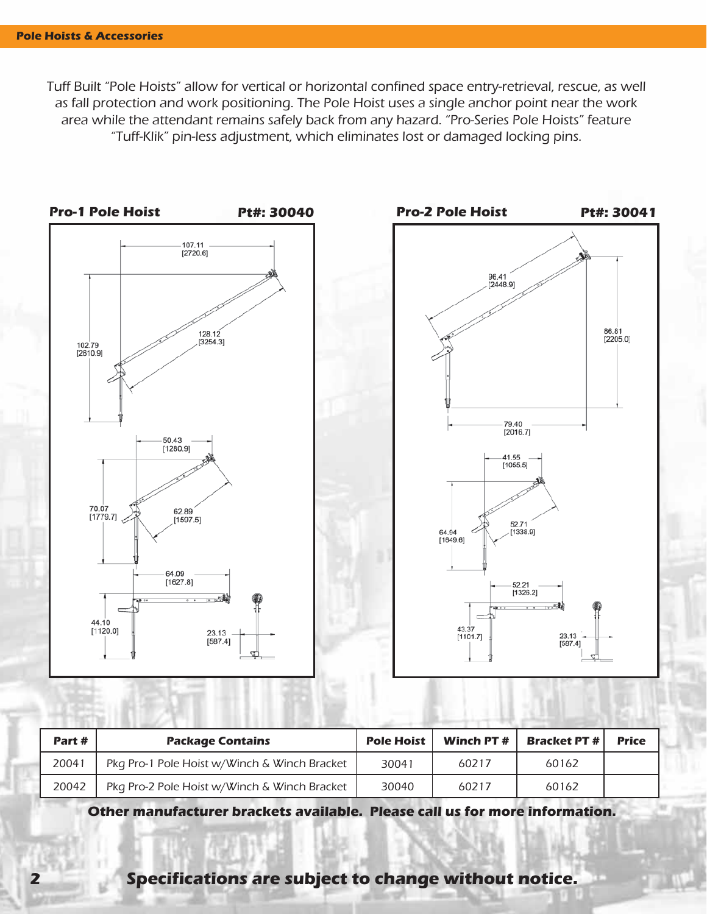Tuff Built "Pole Hoists" allow for vertical or horizontal confined space entry-retrieval, rescue, as well as fall protection and work positioning. The Pole Hoist uses a single anchor point near the work area while the attendant remains safely back from any hazard. "Pro-Series Pole Hoists" feature "Tuff-Klik" pin-less adjustment, which eliminates lost or damaged locking pins.

## Pro-1 Pole Hoist — Pt#: 30040

107.11 [2720.6]
102.79 [2610.9]
128.12 [3254.3]

50.43 [1280.9]
70.07 [1779.7]
62.89 [1597.5]

64.09 [1627.8]
44.10 [1120.0]
23.13 [587.4]

## Pro-2 Pole Hoist — Pt#: 30041

96.41 [2448.9]
86.81 [2205.0]
79.40 [2016.7]

41.55 [1055.5]
64.94 [1649.6]
52.71 [1338.9]

52.21 [1326.2]
43.37 [1101.7]
23.13 [587.4]

| Part # | Package Contains | Pole Hoist | Winch PT # | Bracket PT # | Price |
|---|---|---|---|---|---|
| 20041 | Pkg Pro-1 Pole Hoist w/Winch & Winch Bracket | 30041 | 60217 | 60162 | |
| 20042 | Pkg Pro-2 Pole Hoist w/Winch & Winch Bracket | 30040 | 60217 | 60162 | |

**Other manufacturer brackets available. Please call us for more information.**

***Specifications are subject to change without notice.***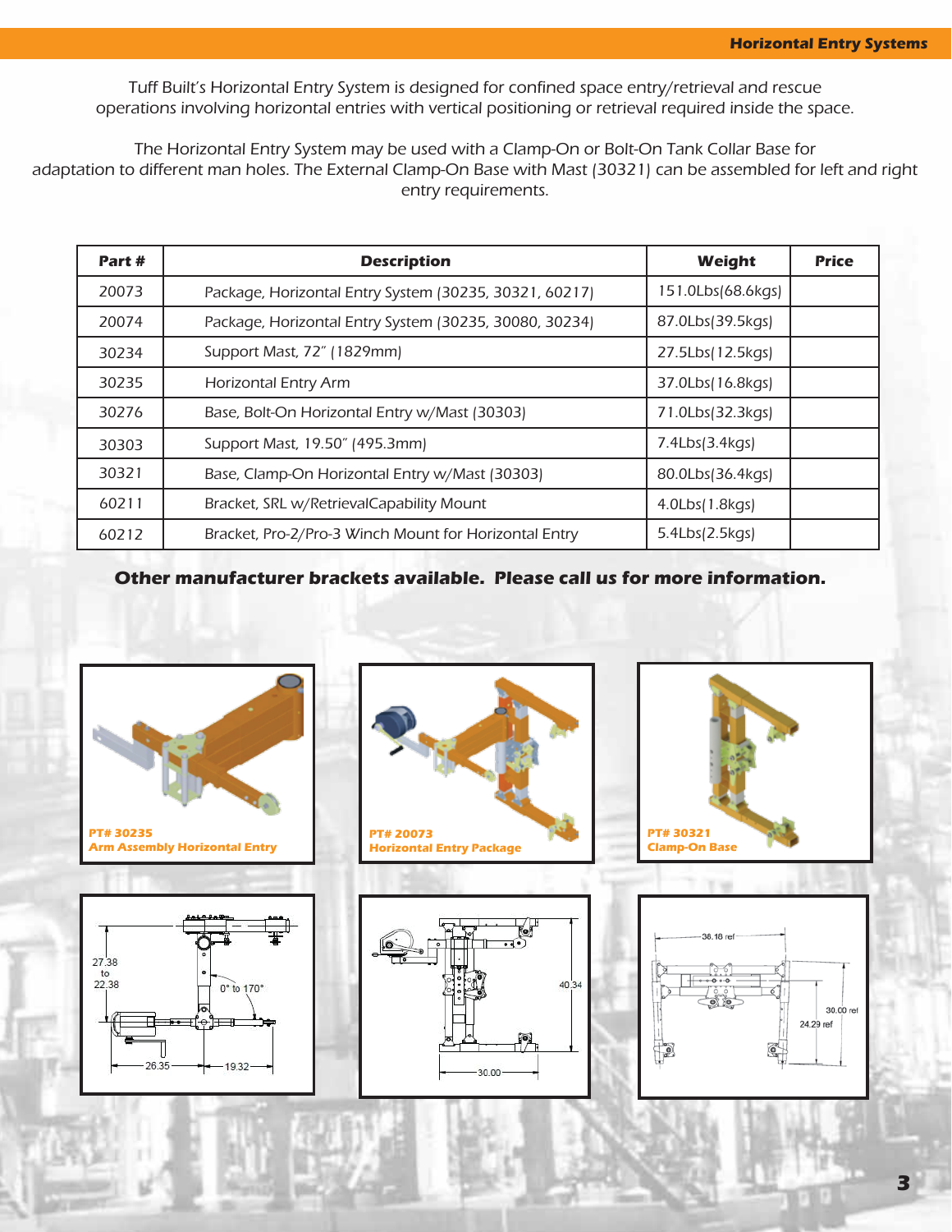Tuff Built's Horizontal Entry System is designed for confined space entry/retrieval and rescue operations involving horizontal entries with vertical positioning or retrieval required inside the space.

The Horizontal Entry System may be used with a Clamp-On or Bolt-On Tank Collar Base for adaptation to different man holes. The External Clamp-On Base with Mast (30321) can be assembled for left and right entry requirements.

| Part # | Description | Weight | Price |
|---|---|---|---|
| 20073 | Package, Horizontal Entry System (30235, 30321, 60217) | 151.0Lbs(68.6kgs) | |
| 20074 | Package, Horizontal Entry System (30235, 30080, 30234) | 87.0Lbs(39.5kgs) | |
| 30234 | Support Mast, 72" (1829mm) | 27.5Lbs(12.5kgs) | |
| 30235 | Horizontal Entry Arm | 37.0Lbs(16.8kgs) | |
| 30276 | Base, Bolt-On Horizontal Entry w/Mast (30303) | 71.0Lbs(32.3kgs) | |
| 30303 | Support Mast, 19.50" (495.3mm) | 7.4Lbs(3.4kgs) | |
| 30321 | Base, Clamp-On Horizontal Entry w/Mast (30303) | 80.0Lbs(36.4kgs) | |
| 60211 | Bracket, SRL w/RetrievalCapability Mount | 4.0Lbs(1.8kgs) | |
| 60212 | Bracket, Pro-2/Pro-3 Winch Mount for Horizontal Entry | 5.4Lbs(2.5kgs) | |

**Other manufacturer brackets available. Please call us for more information.**

**PT# 30235**
**Arm Assembly Horizontal Entry**

**PT# 20073**
**Horizontal Entry Package**

**PT# 30321**
**Clamp-On Base**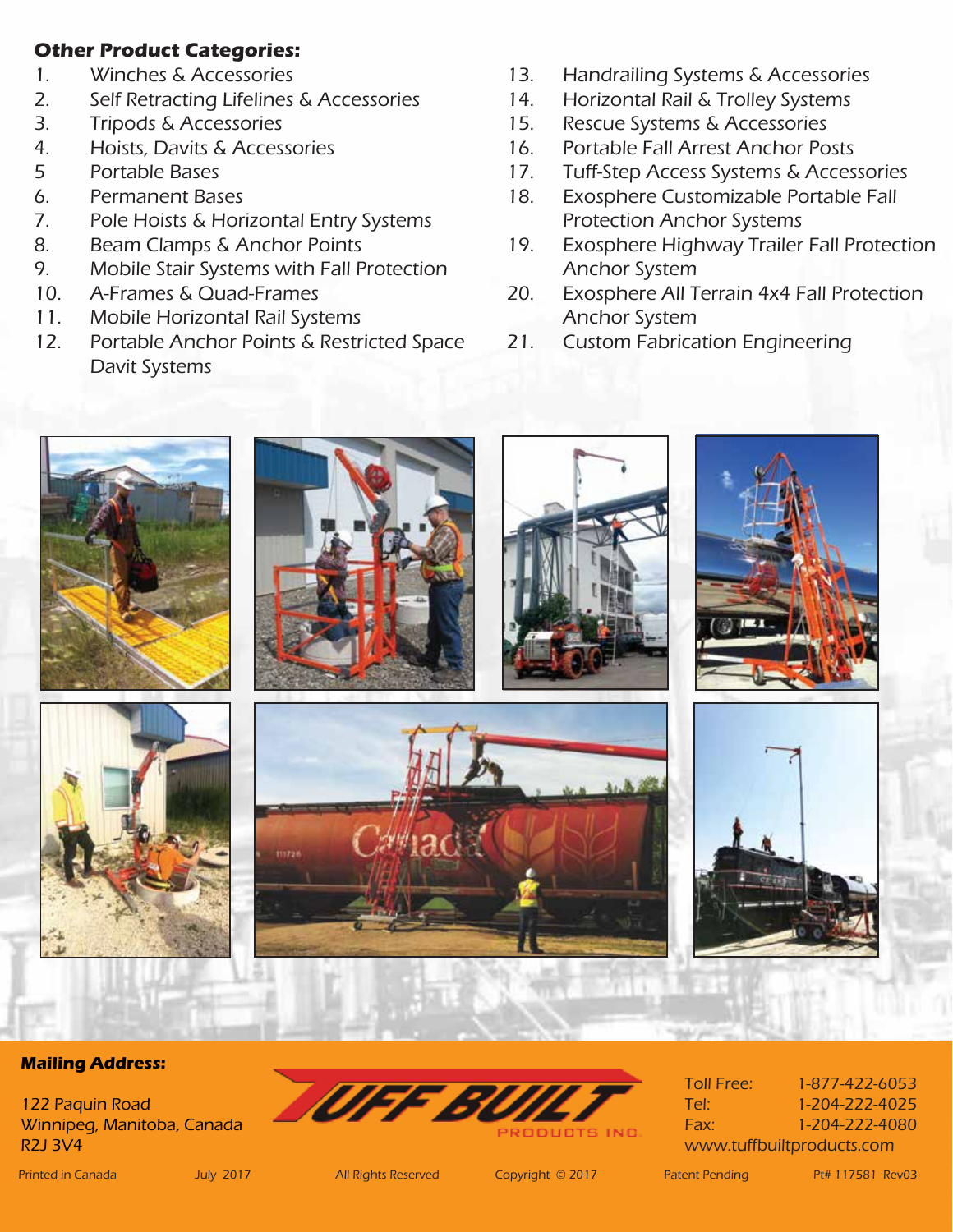**Other Product Categories:**

1. Winches & Accessories
2. Self Retracting Lifelines & Accessories
3. Tripods & Accessories
4. Hoists, Davits & Accessories
5. Portable Bases
6. Permanent Bases
7. Pole Hoists & Horizontal Entry Systems
8. Beam Clamps & Anchor Points
9. Mobile Stair Systems with Fall Protection
10. A-Frames & Quad-Frames
11. Mobile Horizontal Rail Systems
12. Portable Anchor Points & Restricted Space Davit Systems
13. Handrailing Systems & Accessories
14. Horizontal Rail & Trolley Systems
15. Rescue Systems & Accessories
16. Portable Fall Arrest Anchor Posts
17. Tuff-Step Access Systems & Accessories
18. Exosphere Customizable Portable Fall Protection Anchor Systems
19. Exosphere Highway Trailer Fall Protection Anchor System
20. Exosphere All Terrain 4x4 Fall Protection Anchor System
21. Custom Fabrication Engineering

**Mailing Address:**

122 Paquin Road
Winnipeg, Manitoba, Canada
R2J 3V4

TUFF BUILT PRODUCTS INC.

Toll Free: 1-877-422-6053
Tel: 1-204-222-4025
Fax: 1-204-222-4080
www.tuffbuiltproducts.com

Printed in Canada July 2017 All Rights Reserved Copyright © 2017 Patent Pending Pt# 117581 Rev03